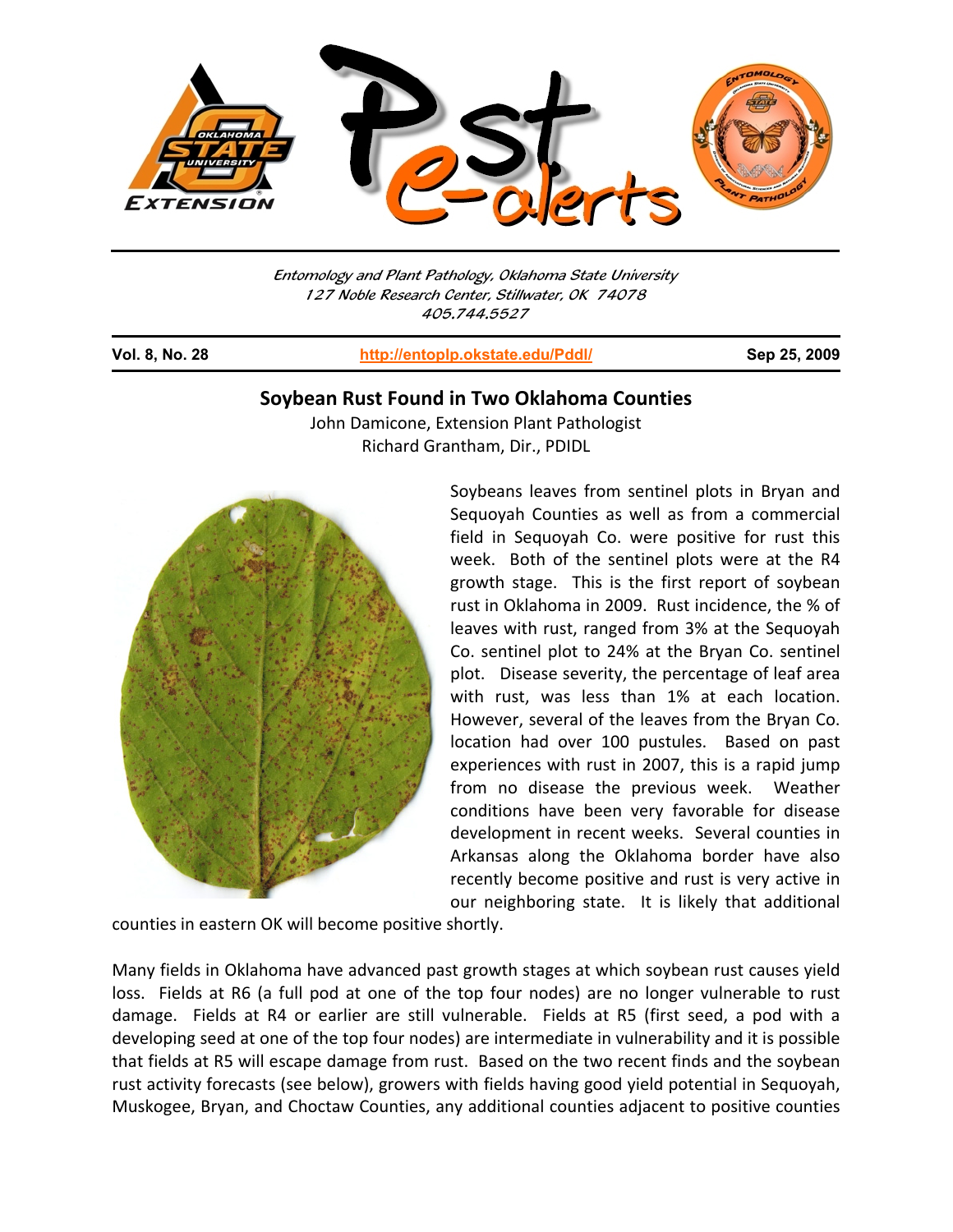*Entomology and Plant Pathology, Oklahoma State University*
*127 Noble Research Center, Stillwater, OK 74078*
*405.744.5527*

**Vol. 8, No. 28** | **http://entoplp.okstate.edu/Pddl/** | **Sep 25, 2009**

## Soybean Rust Found in Two Oklahoma Counties

John Damicone, Extension Plant Pathologist
Richard Grantham, Dir., PDIDL

Soybeans leaves from sentinel plots in Bryan and Sequoyah Counties as well as from a commercial field in Sequoyah Co. were positive for rust this week. Both of the sentinel plots were at the R4 growth stage. This is the first report of soybean rust in Oklahoma in 2009. Rust incidence, the % of leaves with rust, ranged from 3% at the Sequoyah Co. sentinel plot to 24% at the Bryan Co. sentinel plot. Disease severity, the percentage of leaf area with rust, was less than 1% at each location. However, several of the leaves from the Bryan Co. location had over 100 pustules. Based on past experiences with rust in 2007, this is a rapid jump from no disease the previous week. Weather conditions have been very favorable for disease development in recent weeks. Several counties in Arkansas along the Oklahoma border have also recently become positive and rust is very active in our neighboring state. It is likely that additional counties in eastern OK will become positive shortly.

Many fields in Oklahoma have advanced past growth stages at which soybean rust causes yield loss. Fields at R6 (a full pod at one of the top four nodes) are no longer vulnerable to rust damage. Fields at R4 or earlier are still vulnerable. Fields at R5 (first seed, a pod with a developing seed at one of the top four nodes) are intermediate in vulnerability and it is possible that fields at R5 will escape damage from rust. Based on the two recent finds and the soybean rust activity forecasts (see below), growers with fields having good yield potential in Sequoyah, Muskogee, Bryan, and Choctaw Counties, any additional counties adjacent to positive counties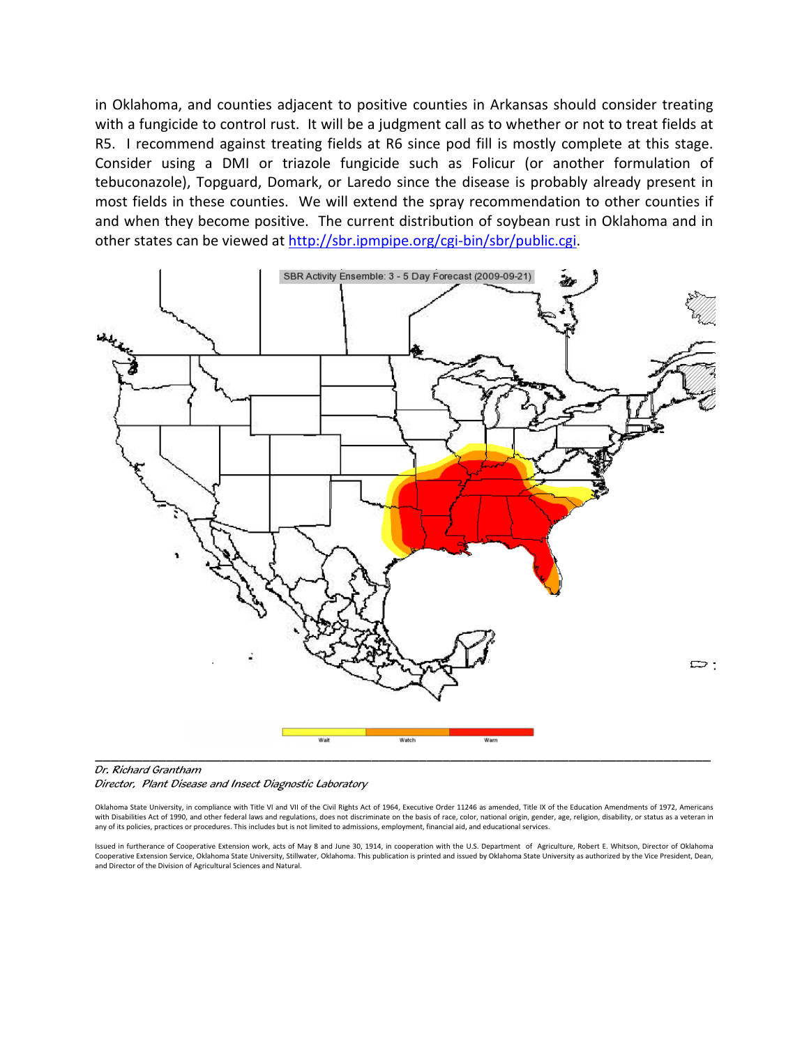in Oklahoma, and counties adjacent to positive counties in Arkansas should consider treating with a fungicide to control rust. It will be a judgment call as to whether or not to treat fields at R5. I recommend against treating fields at R6 since pod fill is mostly complete at this stage. Consider using a DMI or triazole fungicide such as Folicur (or another formulation of tebuconazole), Topguard, Domark, or Laredo since the disease is probably already present in most fields in these counties. We will extend the spray recommendation to other counties if and when they become positive. The current distribution of soybean rust in Oklahoma and in other states can be viewed at http://sbr.ipmpipe.org/cgi-bin/sbr/public.cgi.

SBR Activity Ensemble: 3 - 5 Day Forecast (2009-09-21)

Wait Watch Warn

---

*Dr. Richard Grantham*
*Director, Plant Disease and Insect Diagnostic Laboratory*

Oklahoma State University, in compliance with Title VI and VII of the Civil Rights Act of 1964, Executive Order 11246 as amended, Title IX of the Education Amendments of 1972, Americans with Disabilities Act of 1990, and other federal laws and regulations, does not discriminate on the basis of race, color, national origin, gender, age, religion, disability, or status as a veteran in any of its policies, practices or procedures. This includes but is not limited to admissions, employment, financial aid, and educational services.

Issued in furtherance of Cooperative Extension work, acts of May 8 and June 30, 1914, in cooperation with the U.S. Department of Agriculture, Robert E. Whitson, Director of Oklahoma Cooperative Extension Service, Oklahoma State University, Stillwater, Oklahoma. This publication is printed and issued by Oklahoma State University as authorized by the Vice President, Dean, and Director of the Division of Agricultural Sciences and Natural.